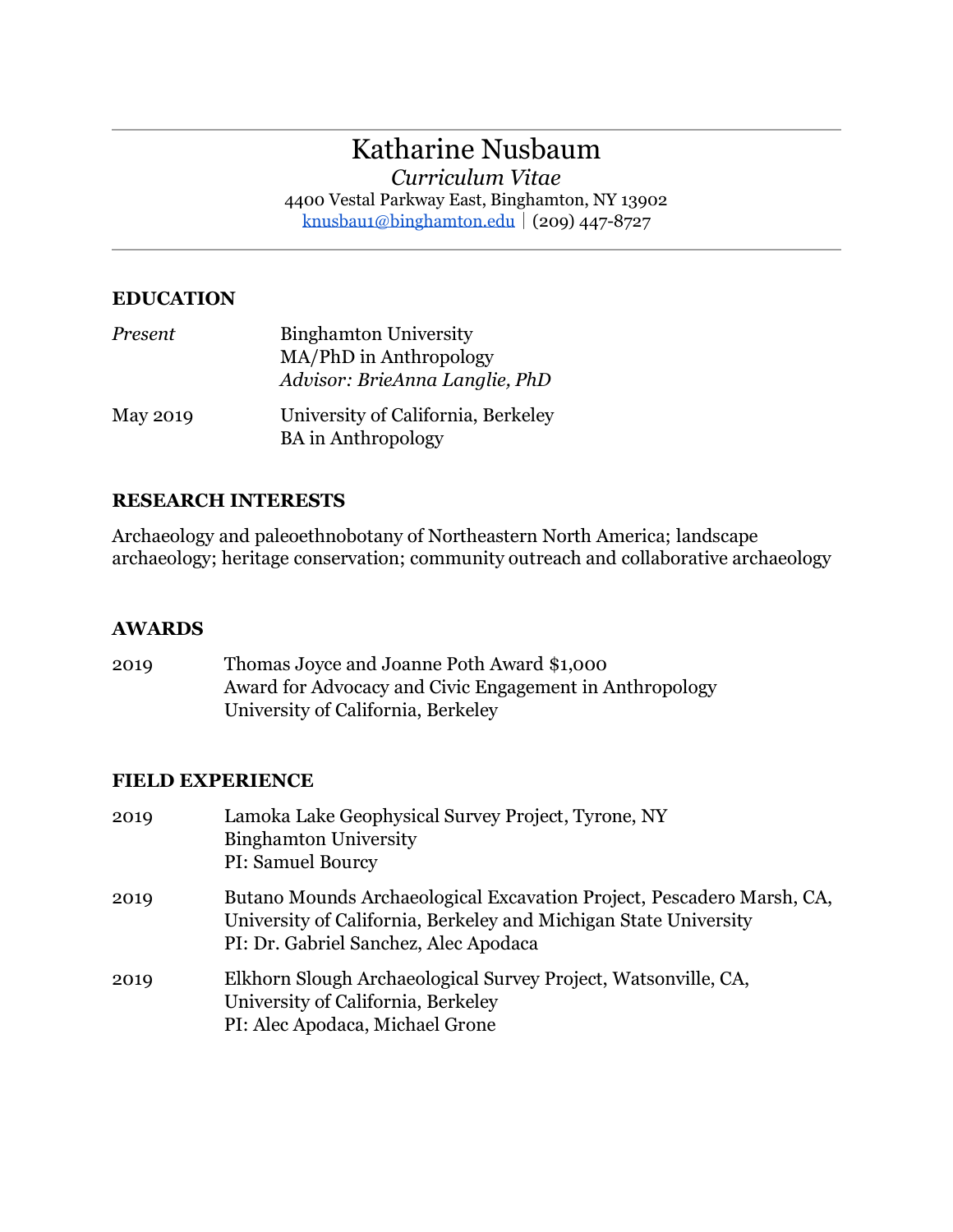# Katharine Nusbaum

*Curriculum Vitae*

4400 Vestal Parkway East, Binghamton, NY 13902

knusbau1@binghamton.edu | (209) 447-8727

---

## EDUCATION

| | |
|---|---|
| *Present* | Binghamton University<br>MA/PhD in Anthropology<br>*Advisor: BrieAnna Langlie, PhD* |
| May 2019 | University of California, Berkeley<br>BA in Anthropology |

## RESEARCH INTERESTS

Archaeology and paleoethnobotany of Northeastern North America; landscape archaeology; heritage conservation; community outreach and collaborative archaeology

## AWARDS

| | |
|---|---|
| 2019 | Thomas Joyce and Joanne Poth Award $1,000<br>Award for Advocacy and Civic Engagement in Anthropology<br>University of California, Berkeley |

## FIELD EXPERIENCE

| | |
|---|---|
| 2019 | Lamoka Lake Geophysical Survey Project, Tyrone, NY<br>Binghamton University<br>PI: Samuel Bourcy |
| 2019 | Butano Mounds Archaeological Excavation Project, Pescadero Marsh, CA,<br>University of California, Berkeley and Michigan State University<br>PI: Dr. Gabriel Sanchez, Alec Apodaca |
| 2019 | Elkhorn Slough Archaeological Survey Project, Watsonville, CA,<br>University of California, Berkeley<br>PI: Alec Apodaca, Michael Grone |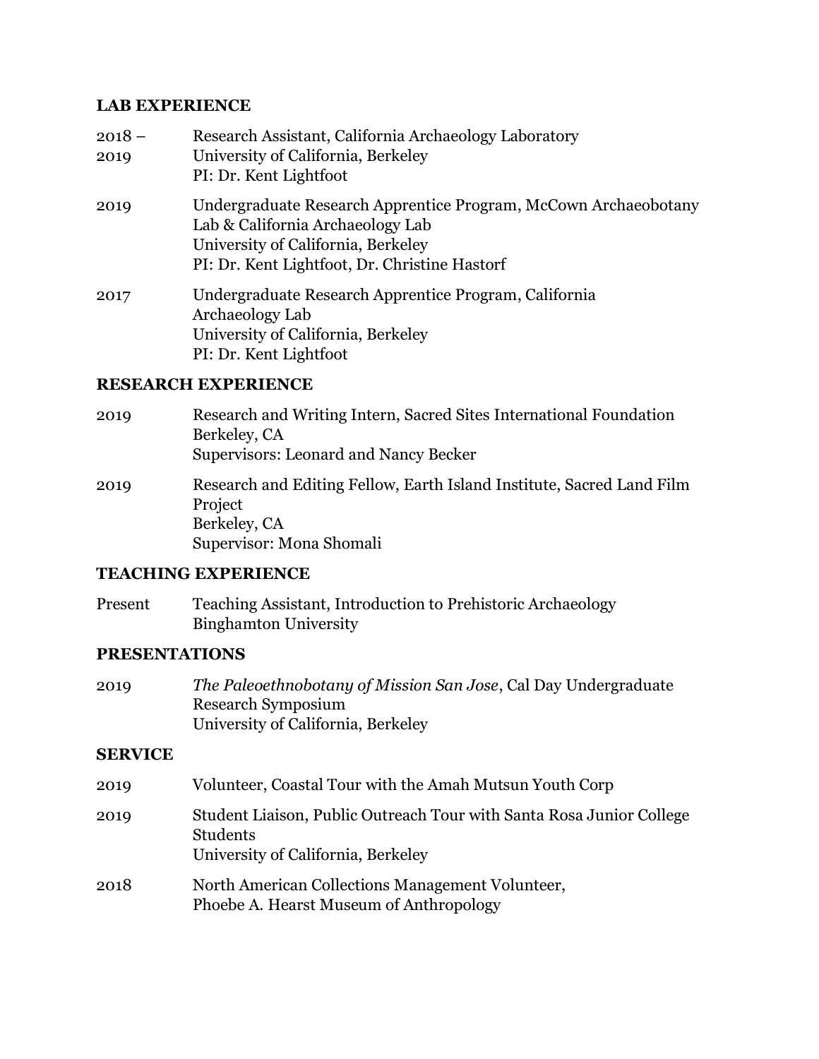## LAB EXPERIENCE

| | |
|---|---|
| 2018 – 2019 | Research Assistant, California Archaeology Laboratory<br>University of California, Berkeley<br>PI: Dr. Kent Lightfoot |
| 2019 | Undergraduate Research Apprentice Program, McCown Archaeobotany Lab & California Archaeology Lab<br>University of California, Berkeley<br>PI: Dr. Kent Lightfoot, Dr. Christine Hastorf |
| 2017 | Undergraduate Research Apprentice Program, California Archaeology Lab<br>University of California, Berkeley<br>PI: Dr. Kent Lightfoot |

## RESEARCH EXPERIENCE

| | |
|---|---|
| 2019 | Research and Writing Intern, Sacred Sites International Foundation<br>Berkeley, CA<br>Supervisors: Leonard and Nancy Becker |
| 2019 | Research and Editing Fellow, Earth Island Institute, Sacred Land Film Project<br>Berkeley, CA<br>Supervisor: Mona Shomali |

## TEACHING EXPERIENCE

| | |
|---|---|
| Present | Teaching Assistant, Introduction to Prehistoric Archaeology<br>Binghamton University |

## PRESENTATIONS

| | |
|---|---|
| 2019 | *The Paleoethnobotany of Mission San Jose*, Cal Day Undergraduate Research Symposium<br>University of California, Berkeley |

## SERVICE

| | |
|---|---|
| 2019 | Volunteer, Coastal Tour with the Amah Mutsun Youth Corp |
| 2019 | Student Liaison, Public Outreach Tour with Santa Rosa Junior College Students<br>University of California, Berkeley |
| 2018 | North American Collections Management Volunteer,<br>Phoebe A. Hearst Museum of Anthropology |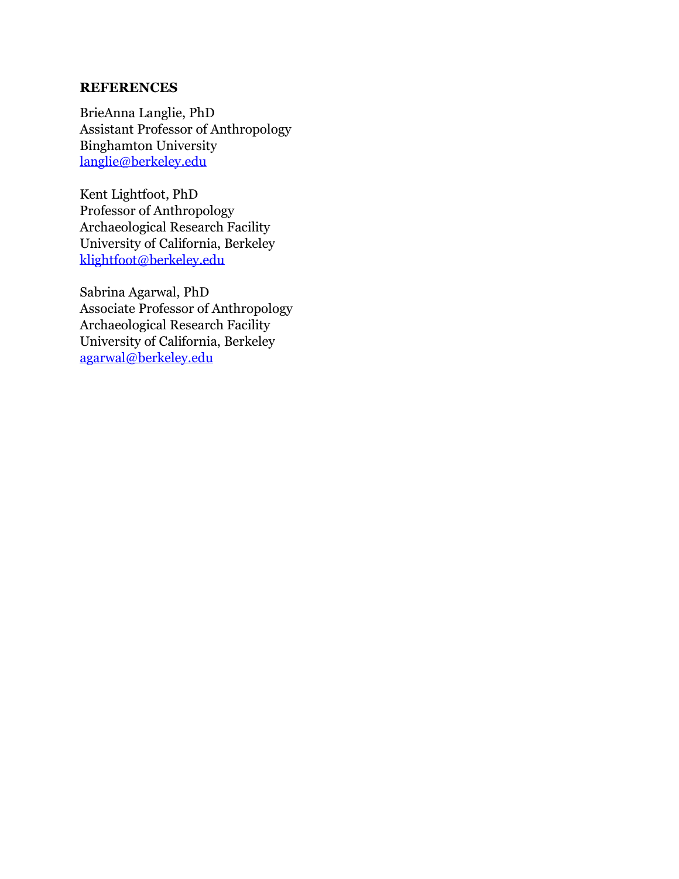**REFERENCES**

BrieAnna Langlie, PhD  
Assistant Professor of Anthropology  
Binghamton University  
langlie@berkeley.edu

Kent Lightfoot, PhD  
Professor of Anthropology  
Archaeological Research Facility  
University of California, Berkeley  
klightfoot@berkeley.edu

Sabrina Agarwal, PhD  
Associate Professor of Anthropology  
Archaeological Research Facility  
University of California, Berkeley  
agarwal@berkeley.edu